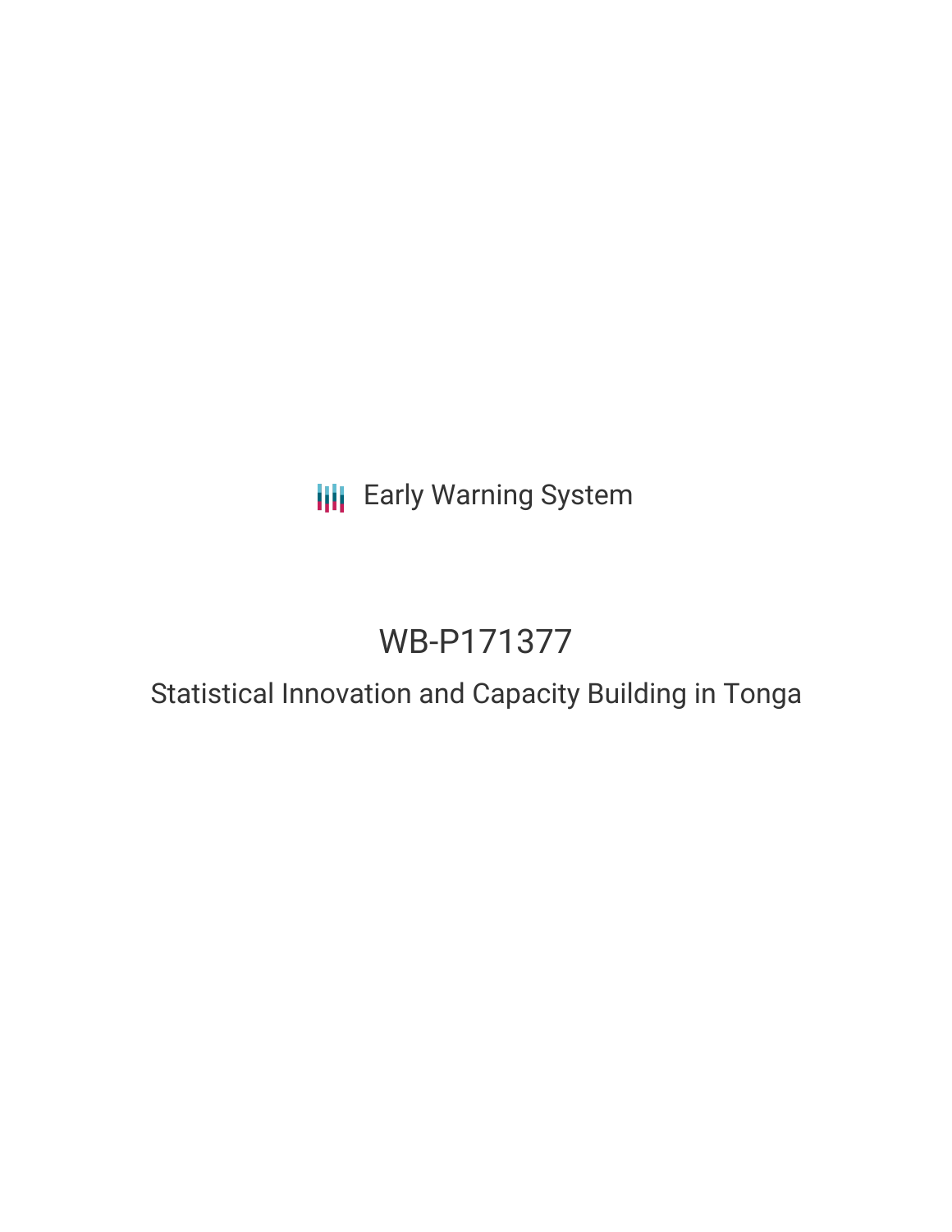Early Warning System

# WB-P171377

## Statistical Innovation and Capacity Building in Tonga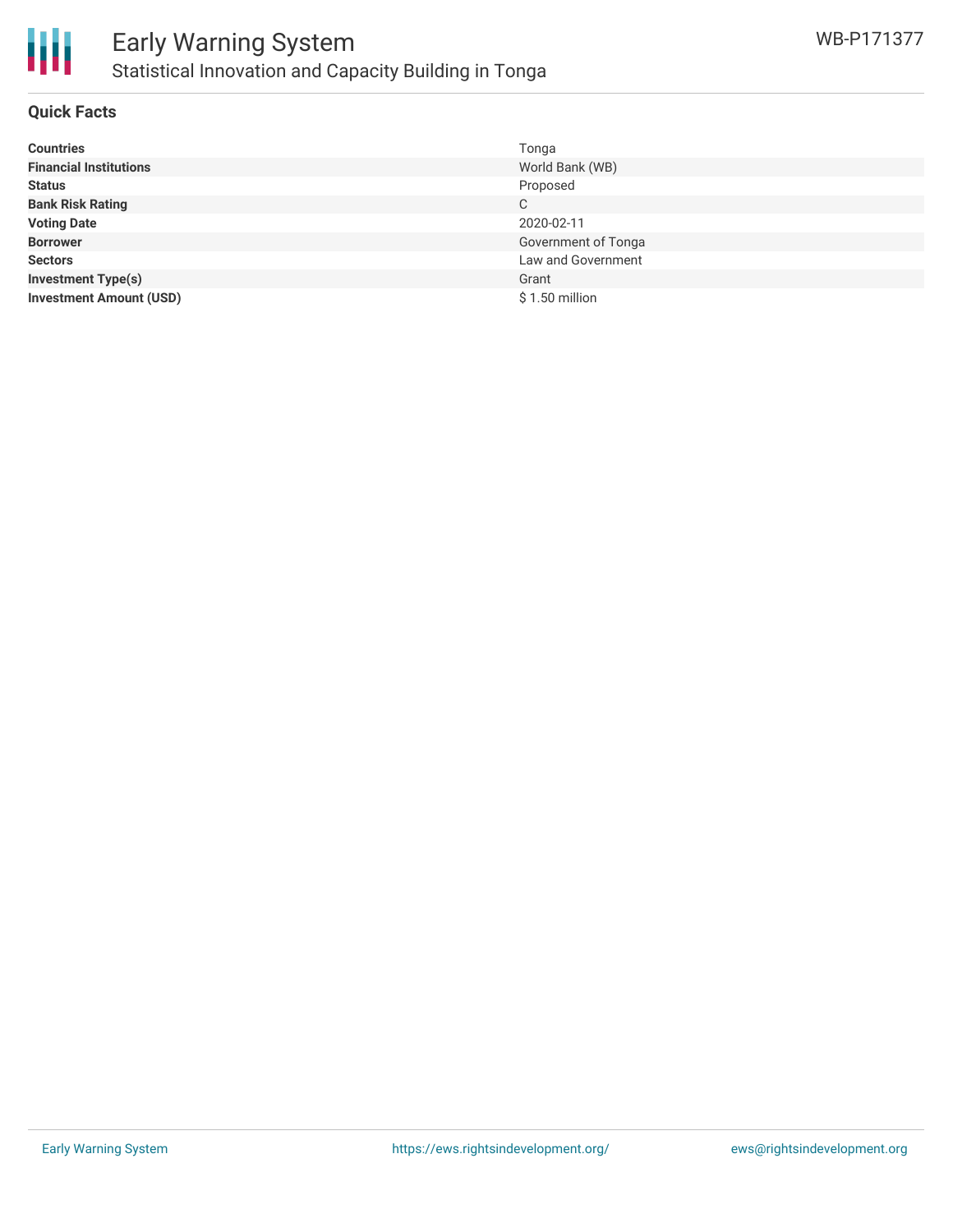# Early Warning System

## Statistical Innovation and Capacity Building in Tonga

WB-P171377

### Quick Facts

| | |
|---|---|
| **Countries** | Tonga |
| **Financial Institutions** | World Bank (WB) |
| **Status** | Proposed |
| **Bank Risk Rating** | C |
| **Voting Date** | 2020-02-11 |
| **Borrower** | Government of Tonga |
| **Sectors** | Law and Government |
| **Investment Type(s)** | Grant |
| **Investment Amount (USD)** | $ 1.50 million |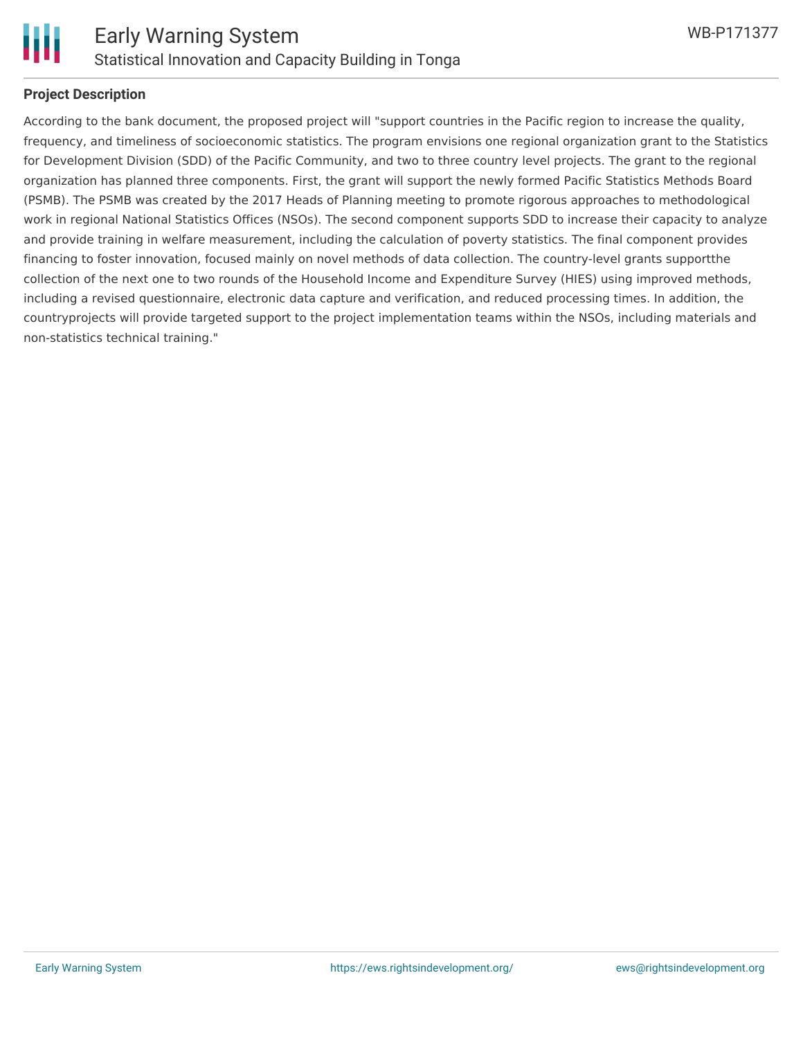**Project Description**

According to the bank document, the proposed project will "support countries in the Pacific region to increase the quality, frequency, and timeliness of socioeconomic statistics. The program envisions one regional organization grant to the Statistics for Development Division (SDD) of the Pacific Community, and two to three country level projects. The grant to the regional organization has planned three components. First, the grant will support the newly formed Pacific Statistics Methods Board (PSMB). The PSMB was created by the 2017 Heads of Planning meeting to promote rigorous approaches to methodological work in regional National Statistics Offices (NSOs). The second component supports SDD to increase their capacity to analyze and provide training in welfare measurement, including the calculation of poverty statistics. The final component provides financing to foster innovation, focused mainly on novel methods of data collection. The country-level grants supportthe collection of the next one to two rounds of the Household Income and Expenditure Survey (HIES) using improved methods, including a revised questionnaire, electronic data capture and verification, and reduced processing times. In addition, the countryprojects will provide targeted support to the project implementation teams within the NSOs, including materials and non-statistics technical training."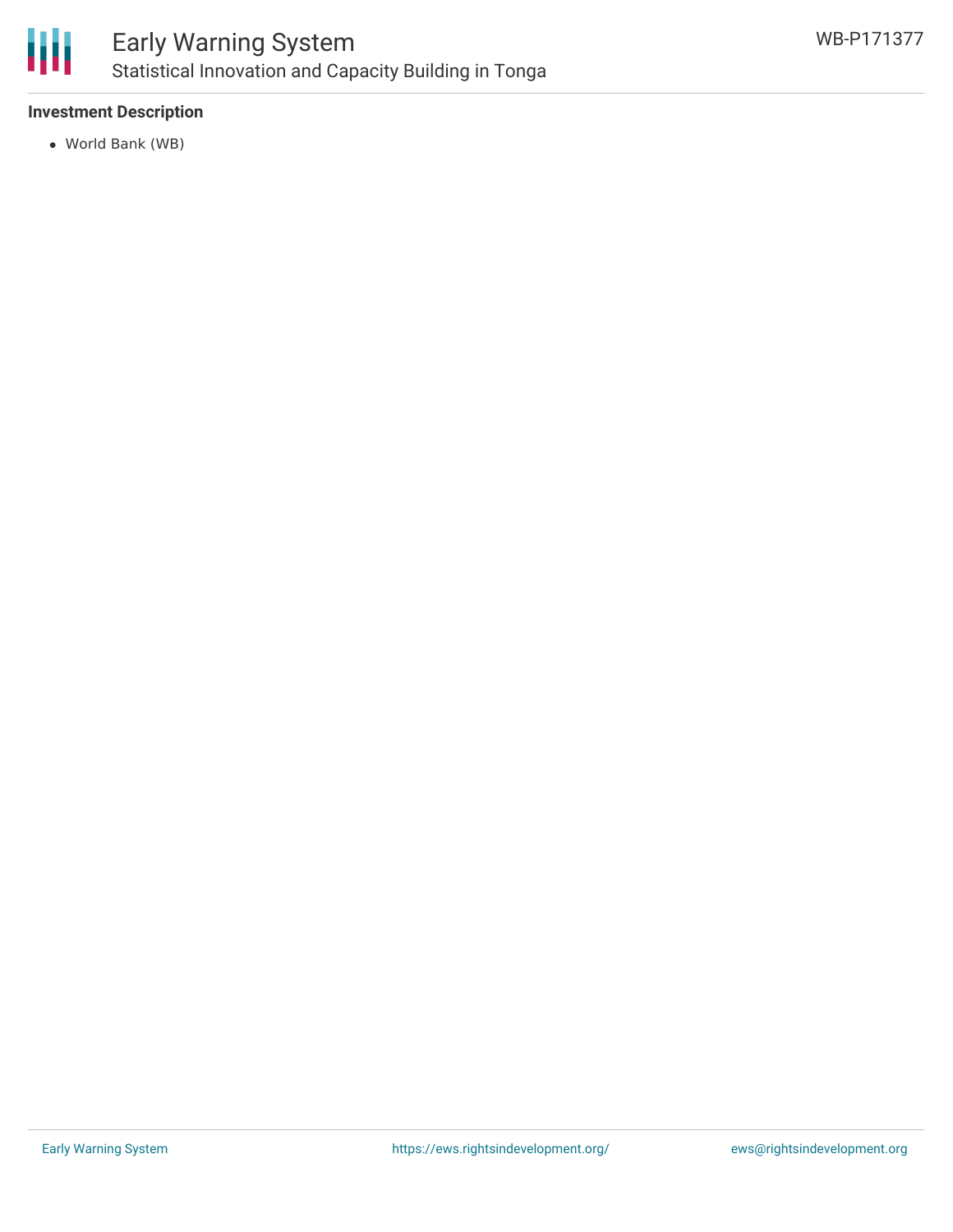**Investment Description**

- World Bank (WB)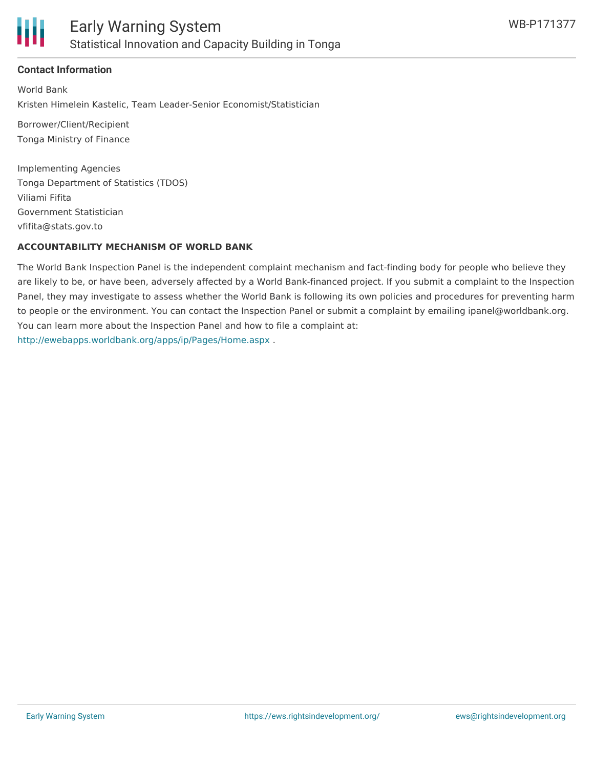## Contact Information

World Bank

Kristen Himelein Kastelic, Team Leader-Senior Economist/Statistician

Borrower/Client/Recipient

Tonga Ministry of Finance

Implementing Agencies

Tonga Department of Statistics (TDOS)

Viliami Fifita

Government Statistician

vfifita@stats.gov.to

**ACCOUNTABILITY MECHANISM OF WORLD BANK**

The World Bank Inspection Panel is the independent complaint mechanism and fact-finding body for people who believe they are likely to be, or have been, adversely affected by a World Bank-financed project. If you submit a complaint to the Inspection Panel, they may investigate to assess whether the World Bank is following its own policies and procedures for preventing harm to people or the environment. You can contact the Inspection Panel or submit a complaint by emailing ipanel@worldbank.org. You can learn more about the Inspection Panel and how to file a complaint at: http://ewebapps.worldbank.org/apps/ip/Pages/Home.aspx .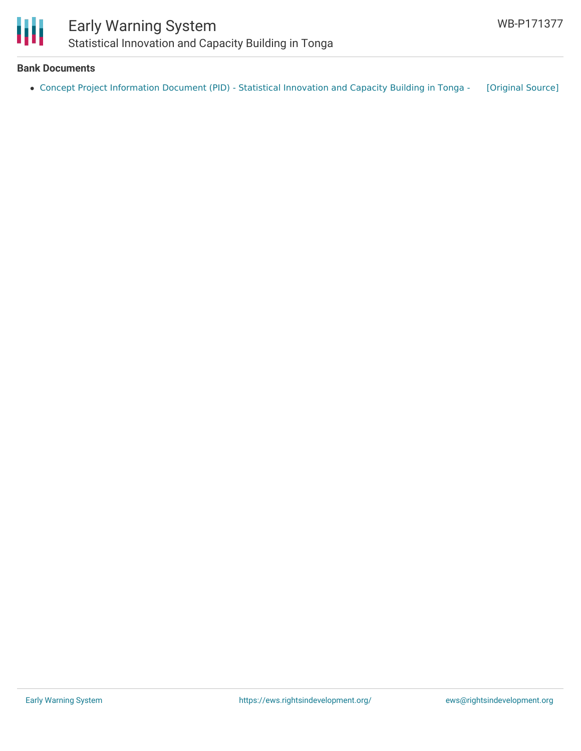**Bank Documents**

- Concept Project Information Document (PID) - Statistical Innovation and Capacity Building in Tonga - [Original Source]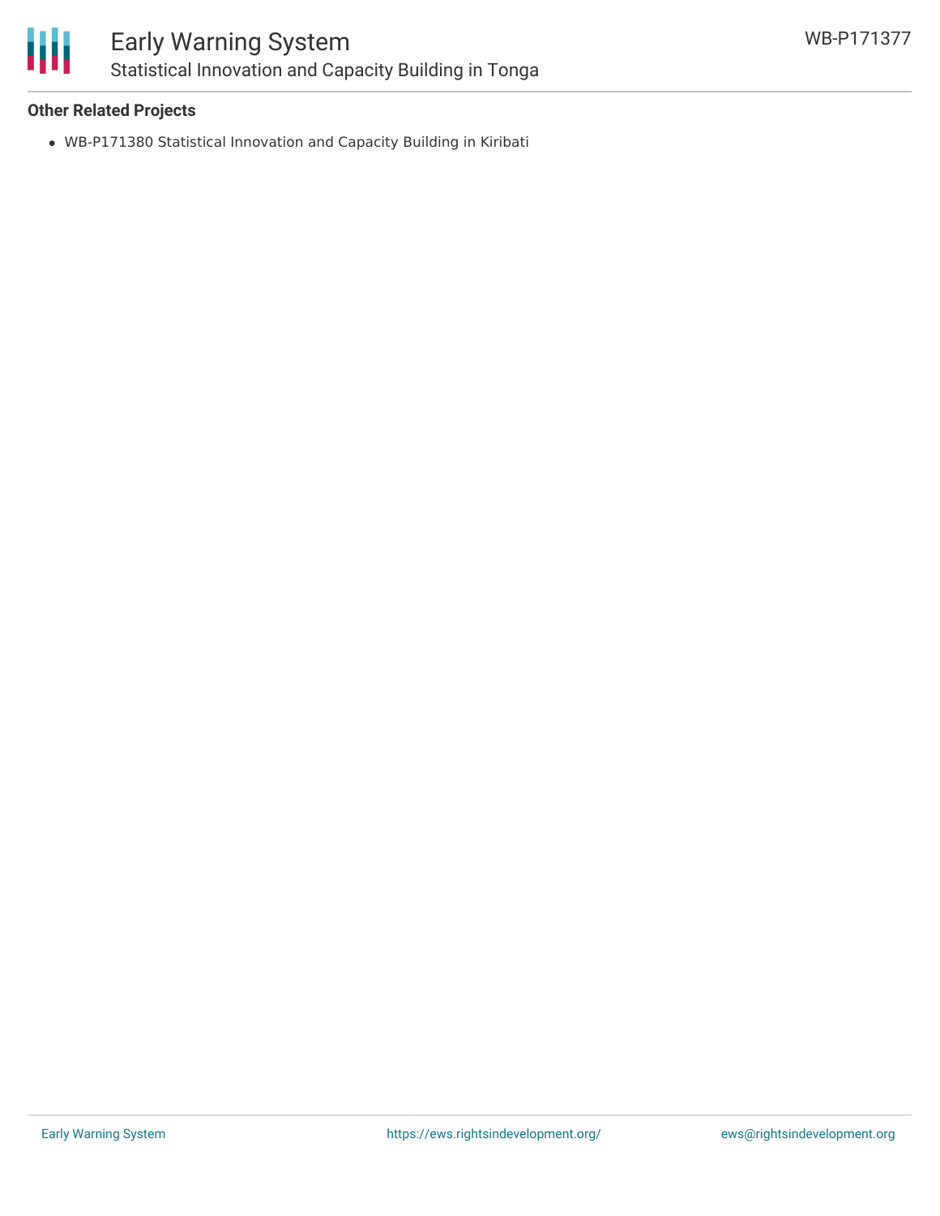**Other Related Projects**

- WB-P171380 Statistical Innovation and Capacity Building in Kiribati